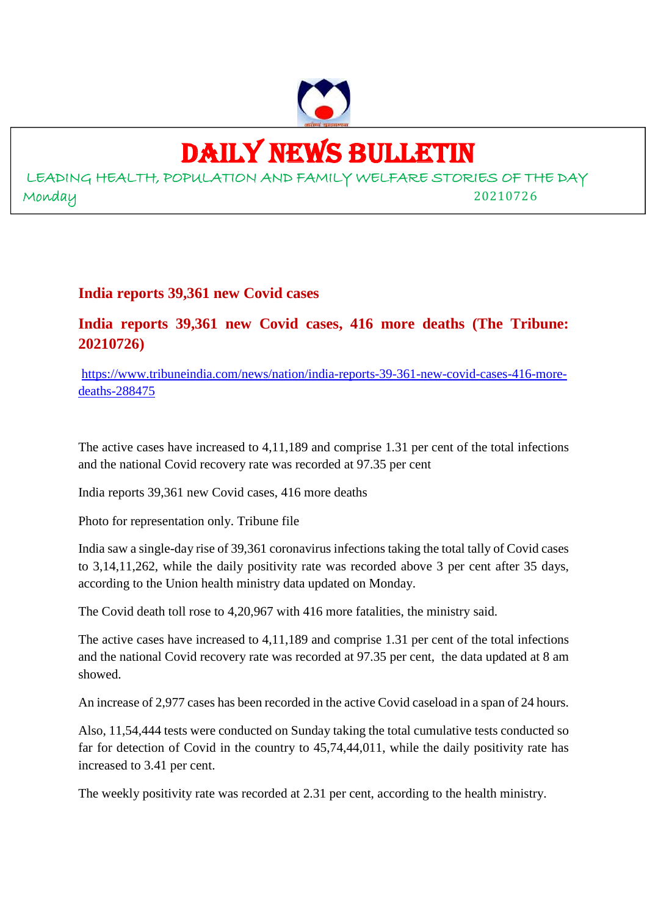# DAILY NEWS BULLETIN

LEADING HEALTH, POPULATION AND FAMILY WELFARE STORIES OF THE DAY

Monday 20210726

## India reports 39,361 new Covid cases

## India reports 39,361 new Covid cases, 416 more deaths (The Tribune: 20210726)

https://www.tribuneindia.com/news/nation/india-reports-39-361-new-covid-cases-416-more-deaths-288475

The active cases have increased to 4,11,189 and comprise 1.31 per cent of the total infections and the national Covid recovery rate was recorded at 97.35 per cent

India reports 39,361 new Covid cases, 416 more deaths

Photo for representation only. Tribune file

India saw a single-day rise of 39,361 coronavirus infections taking the total tally of Covid cases to 3,14,11,262, while the daily positivity rate was recorded above 3 per cent after 35 days, according to the Union health ministry data updated on Monday.

The Covid death toll rose to 4,20,967 with 416 more fatalities, the ministry said.

The active cases have increased to 4,11,189 and comprise 1.31 per cent of the total infections and the national Covid recovery rate was recorded at 97.35 per cent, the data updated at 8 am showed.

An increase of 2,977 cases has been recorded in the active Covid caseload in a span of 24 hours.

Also, 11,54,444 tests were conducted on Sunday taking the total cumulative tests conducted so far for detection of Covid in the country to 45,74,44,011, while the daily positivity rate has increased to 3.41 per cent.

The weekly positivity rate was recorded at 2.31 per cent, according to the health ministry.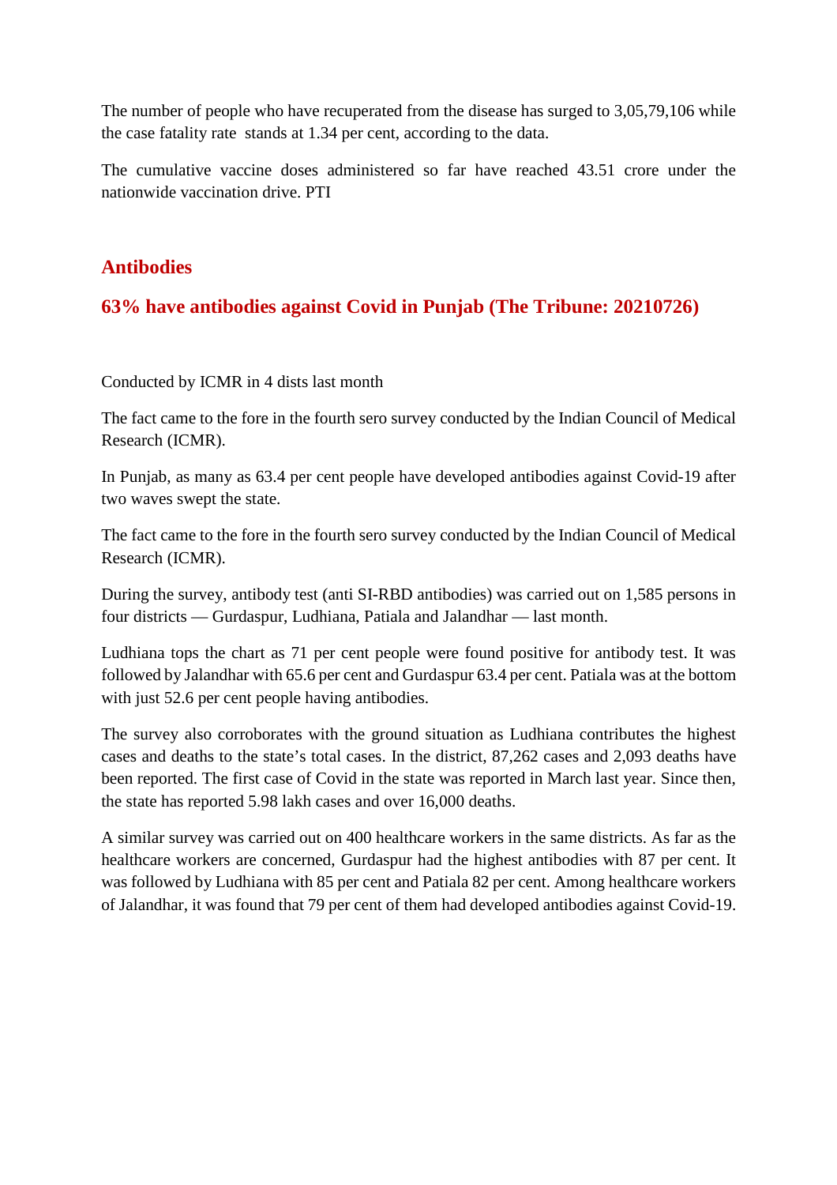The number of people who have recuperated from the disease has surged to 3,05,79,106 while the case fatality rate stands at 1.34 per cent, according to the data.

The cumulative vaccine doses administered so far have reached 43.51 crore under the nationwide vaccination drive. PTI

## Antibodies

### 63% have antibodies against Covid in Punjab (The Tribune: 20210726)

Conducted by ICMR in 4 dists last month

The fact came to the fore in the fourth sero survey conducted by the Indian Council of Medical Research (ICMR).

In Punjab, as many as 63.4 per cent people have developed antibodies against Covid-19 after two waves swept the state.

The fact came to the fore in the fourth sero survey conducted by the Indian Council of Medical Research (ICMR).

During the survey, antibody test (anti SI-RBD antibodies) was carried out on 1,585 persons in four districts — Gurdaspur, Ludhiana, Patiala and Jalandhar — last month.

Ludhiana tops the chart as 71 per cent people were found positive for antibody test. It was followed by Jalandhar with 65.6 per cent and Gurdaspur 63.4 per cent. Patiala was at the bottom with just 52.6 per cent people having antibodies.

The survey also corroborates with the ground situation as Ludhiana contributes the highest cases and deaths to the state's total cases. In the district, 87,262 cases and 2,093 deaths have been reported. The first case of Covid in the state was reported in March last year. Since then, the state has reported 5.98 lakh cases and over 16,000 deaths.

A similar survey was carried out on 400 healthcare workers in the same districts. As far as the healthcare workers are concerned, Gurdaspur had the highest antibodies with 87 per cent. It was followed by Ludhiana with 85 per cent and Patiala 82 per cent. Among healthcare workers of Jalandhar, it was found that 79 per cent of them had developed antibodies against Covid-19.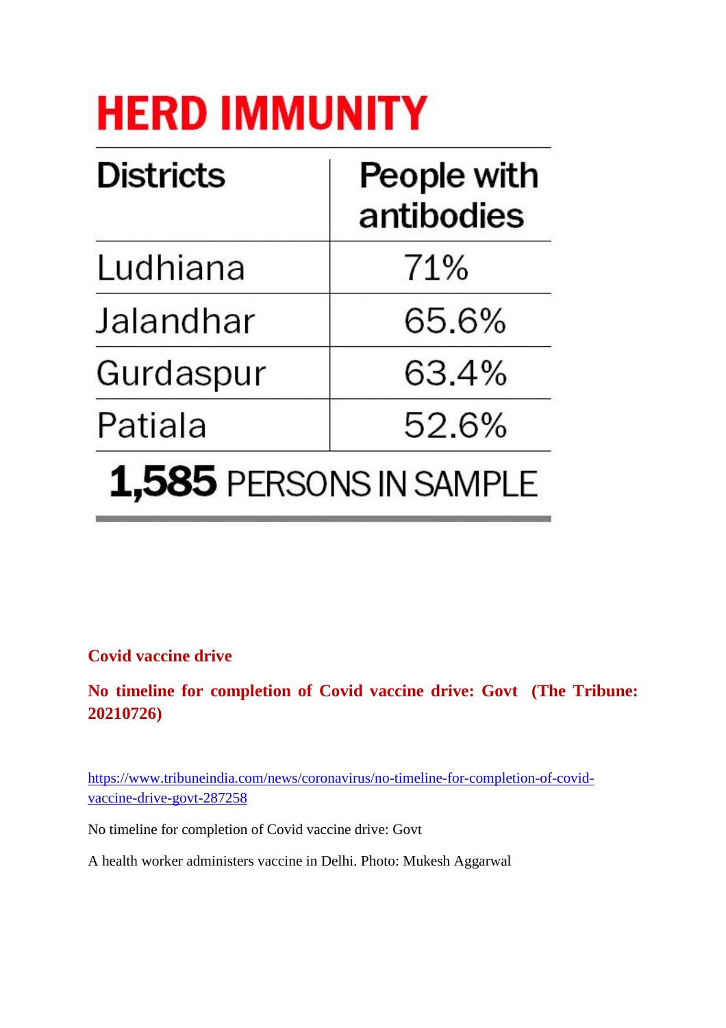## HERD IMMUNITY

| Districts | People with antibodies |
|---|---|
| Ludhiana | 71% |
| Jalandhar | 65.6% |
| Gurdaspur | 63.4% |
| Patiala | 52.6% |

**1,585** PERSONS IN SAMPLE

**Covid vaccine drive**

**No timeline for completion of Covid vaccine drive: Govt (The Tribune: 20210726)**

https://www.tribuneindia.com/news/coronavirus/no-timeline-for-completion-of-covid-vaccine-drive-govt-287258

No timeline for completion of Covid vaccine drive: Govt

A health worker administers vaccine in Delhi. Photo: Mukesh Aggarwal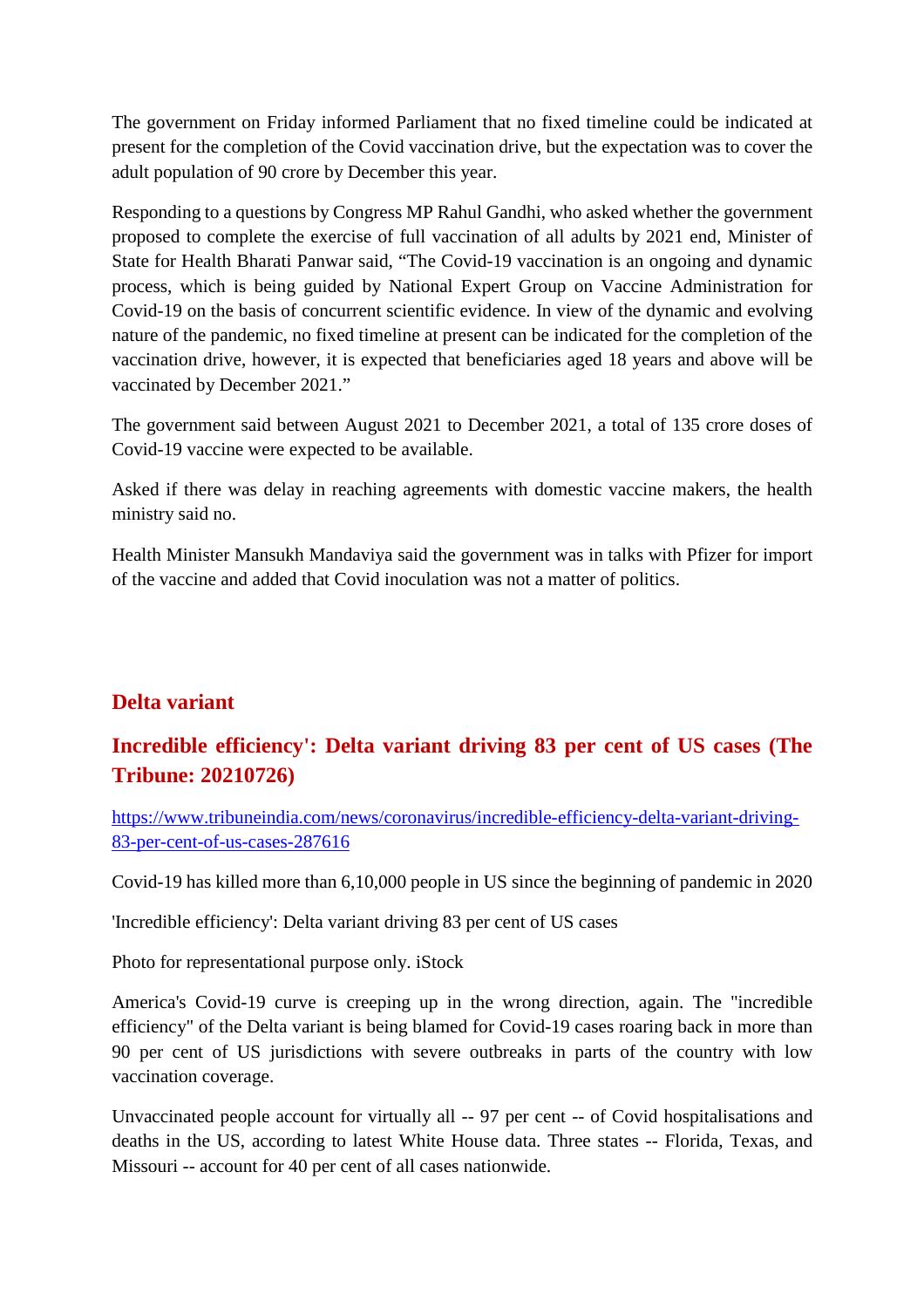The government on Friday informed Parliament that no fixed timeline could be indicated at present for the completion of the Covid vaccination drive, but the expectation was to cover the adult population of 90 crore by December this year.

Responding to a questions by Congress MP Rahul Gandhi, who asked whether the government proposed to complete the exercise of full vaccination of all adults by 2021 end, Minister of State for Health Bharati Panwar said, “The Covid-19 vaccination is an ongoing and dynamic process, which is being guided by National Expert Group on Vaccine Administration for Covid-19 on the basis of concurrent scientific evidence. In view of the dynamic and evolving nature of the pandemic, no fixed timeline at present can be indicated for the completion of the vaccination drive, however, it is expected that beneficiaries aged 18 years and above will be vaccinated by December 2021.”

The government said between August 2021 to December 2021, a total of 135 crore doses of Covid-19 vaccine were expected to be available.

Asked if there was delay in reaching agreements with domestic vaccine makers, the health ministry said no.

Health Minister Mansukh Mandaviya said the government was in talks with Pfizer for import of the vaccine and added that Covid inoculation was not a matter of politics.

## Delta variant

## Incredible efficiency': Delta variant driving 83 per cent of US cases (The Tribune: 20210726)

https://www.tribuneindia.com/news/coronavirus/incredible-efficiency-delta-variant-driving-83-per-cent-of-us-cases-287616

Covid-19 has killed more than 6,10,000 people in US since the beginning of pandemic in 2020

'Incredible efficiency': Delta variant driving 83 per cent of US cases

Photo for representational purpose only. iStock

America's Covid-19 curve is creeping up in the wrong direction, again. The "incredible efficiency" of the Delta variant is being blamed for Covid-19 cases roaring back in more than 90 per cent of US jurisdictions with severe outbreaks in parts of the country with low vaccination coverage.

Unvaccinated people account for virtually all -- 97 per cent -- of Covid hospitalisations and deaths in the US, according to latest White House data. Three states -- Florida, Texas, and Missouri -- account for 40 per cent of all cases nationwide.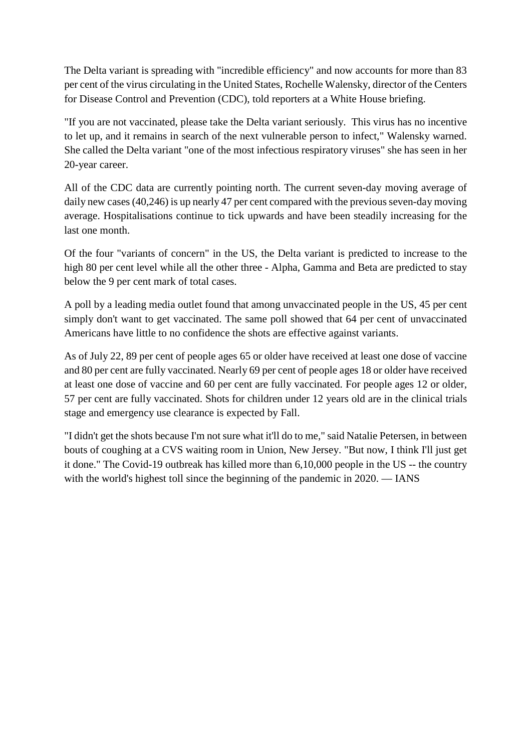The Delta variant is spreading with "incredible efficiency" and now accounts for more than 83 per cent of the virus circulating in the United States, Rochelle Walensky, director of the Centers for Disease Control and Prevention (CDC), told reporters at a White House briefing.

"If you are not vaccinated, please take the Delta variant seriously. This virus has no incentive to let up, and it remains in search of the next vulnerable person to infect," Walensky warned. She called the Delta variant "one of the most infectious respiratory viruses" she has seen in her 20-year career.

All of the CDC data are currently pointing north. The current seven-day moving average of daily new cases (40,246) is up nearly 47 per cent compared with the previous seven-day moving average. Hospitalisations continue to tick upwards and have been steadily increasing for the last one month.

Of the four "variants of concern" in the US, the Delta variant is predicted to increase to the high 80 per cent level while all the other three - Alpha, Gamma and Beta are predicted to stay below the 9 per cent mark of total cases.

A poll by a leading media outlet found that among unvaccinated people in the US, 45 per cent simply don't want to get vaccinated. The same poll showed that 64 per cent of unvaccinated Americans have little to no confidence the shots are effective against variants.

As of July 22, 89 per cent of people ages 65 or older have received at least one dose of vaccine and 80 per cent are fully vaccinated. Nearly 69 per cent of people ages 18 or older have received at least one dose of vaccine and 60 per cent are fully vaccinated. For people ages 12 or older, 57 per cent are fully vaccinated. Shots for children under 12 years old are in the clinical trials stage and emergency use clearance is expected by Fall.

"I didn't get the shots because I'm not sure what it'll do to me," said Natalie Petersen, in between bouts of coughing at a CVS waiting room in Union, New Jersey. "But now, I think I'll just get it done." The Covid-19 outbreak has killed more than 6,10,000 people in the US -- the country with the world's highest toll since the beginning of the pandemic in 2020. — IANS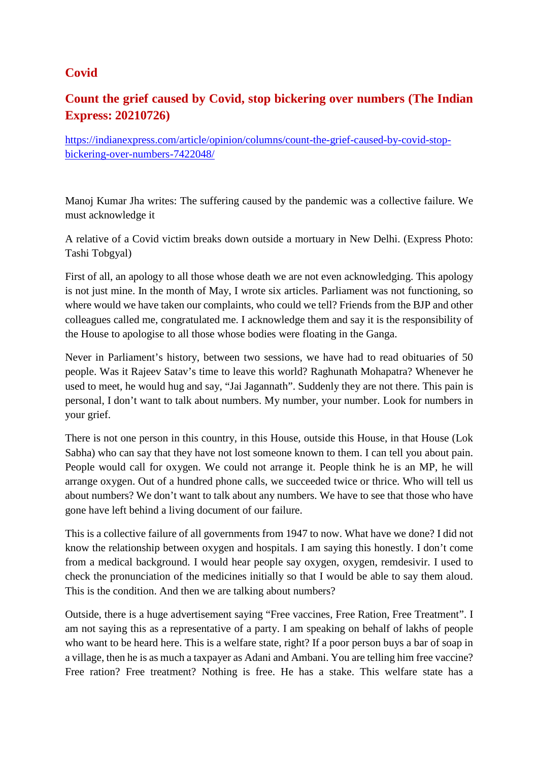## Covid

## Count the grief caused by Covid, stop bickering over numbers (The Indian Express: 20210726)

https://indianexpress.com/article/opinion/columns/count-the-grief-caused-by-covid-stop-bickering-over-numbers-7422048/

Manoj Kumar Jha writes: The suffering caused by the pandemic was a collective failure. We must acknowledge it

A relative of a Covid victim breaks down outside a mortuary in New Delhi. (Express Photo: Tashi Tobgyal)

First of all, an apology to all those whose death we are not even acknowledging. This apology is not just mine. In the month of May, I wrote six articles. Parliament was not functioning, so where would we have taken our complaints, who could we tell? Friends from the BJP and other colleagues called me, congratulated me. I acknowledge them and say it is the responsibility of the House to apologise to all those whose bodies were floating in the Ganga.

Never in Parliament's history, between two sessions, we have had to read obituaries of 50 people. Was it Rajeev Satav's time to leave this world? Raghunath Mohapatra? Whenever he used to meet, he would hug and say, "Jai Jagannath". Suddenly they are not there. This pain is personal, I don't want to talk about numbers. My number, your number. Look for numbers in your grief.

There is not one person in this country, in this House, outside this House, in that House (Lok Sabha) who can say that they have not lost someone known to them. I can tell you about pain. People would call for oxygen. We could not arrange it. People think he is an MP, he will arrange oxygen. Out of a hundred phone calls, we succeeded twice or thrice. Who will tell us about numbers? We don't want to talk about any numbers. We have to see that those who have gone have left behind a living document of our failure.

This is a collective failure of all governments from 1947 to now. What have we done? I did not know the relationship between oxygen and hospitals. I am saying this honestly. I don't come from a medical background. I would hear people say oxygen, oxygen, remdesivir. I used to check the pronunciation of the medicines initially so that I would be able to say them aloud. This is the condition. And then we are talking about numbers?

Outside, there is a huge advertisement saying "Free vaccines, Free Ration, Free Treatment". I am not saying this as a representative of a party. I am speaking on behalf of lakhs of people who want to be heard here. This is a welfare state, right? If a poor person buys a bar of soap in a village, then he is as much a taxpayer as Adani and Ambani. You are telling him free vaccine? Free ration? Free treatment? Nothing is free. He has a stake. This welfare state has a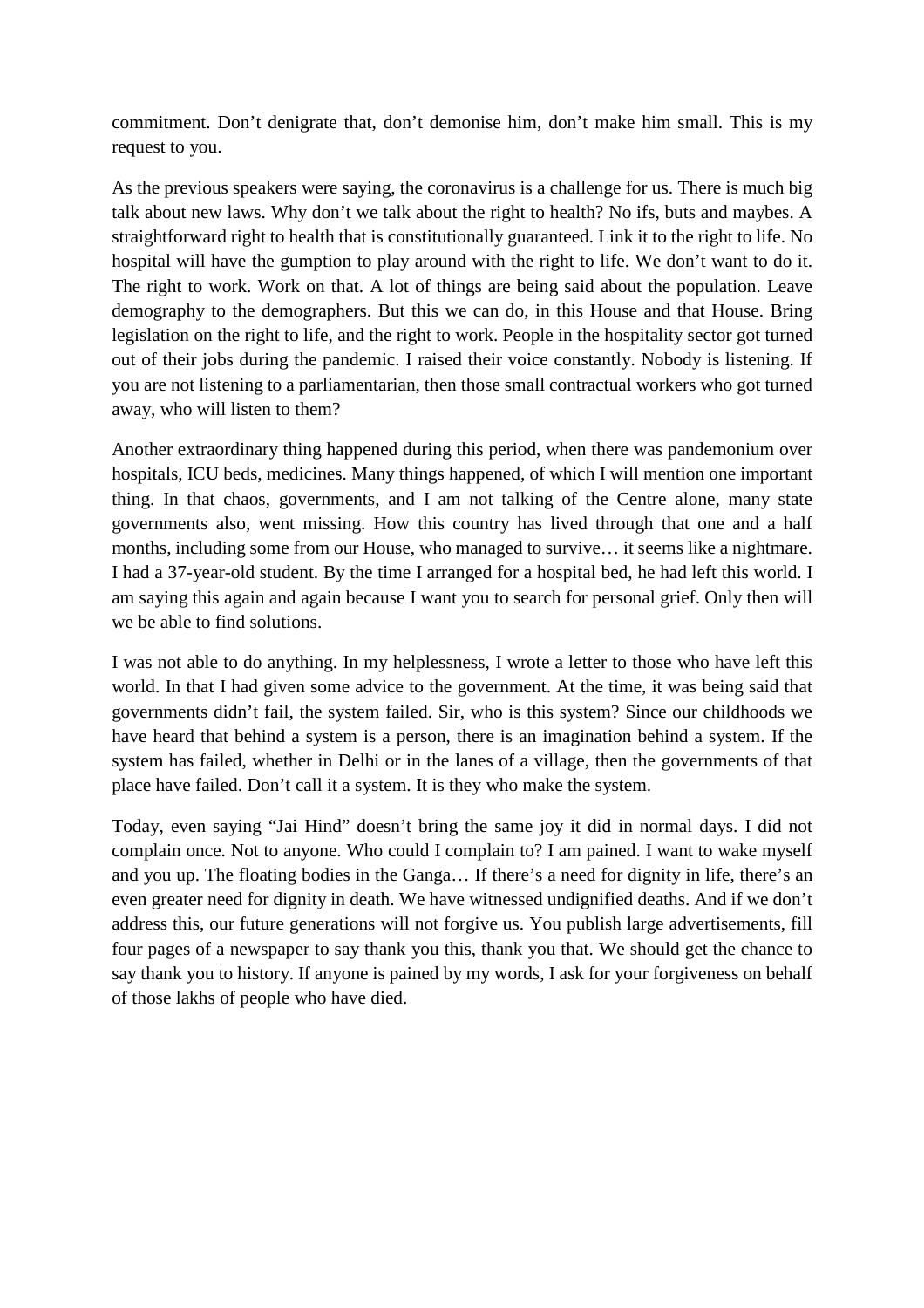commitment. Don’t denigrate that, don’t demonise him, don’t make him small. This is my request to you.

As the previous speakers were saying, the coronavirus is a challenge for us. There is much big talk about new laws. Why don’t we talk about the right to health? No ifs, buts and maybes. A straightforward right to health that is constitutionally guaranteed. Link it to the right to life. No hospital will have the gumption to play around with the right to life. We don’t want to do it. The right to work. Work on that. A lot of things are being said about the population. Leave demography to the demographers. But this we can do, in this House and that House. Bring legislation on the right to life, and the right to work. People in the hospitality sector got turned out of their jobs during the pandemic. I raised their voice constantly. Nobody is listening. If you are not listening to a parliamentarian, then those small contractual workers who got turned away, who will listen to them?

Another extraordinary thing happened during this period, when there was pandemonium over hospitals, ICU beds, medicines. Many things happened, of which I will mention one important thing. In that chaos, governments, and I am not talking of the Centre alone, many state governments also, went missing. How this country has lived through that one and a half months, including some from our House, who managed to survive… it seems like a nightmare. I had a 37-year-old student. By the time I arranged for a hospital bed, he had left this world. I am saying this again and again because I want you to search for personal grief. Only then will we be able to find solutions.

I was not able to do anything. In my helplessness, I wrote a letter to those who have left this world. In that I had given some advice to the government. At the time, it was being said that governments didn’t fail, the system failed. Sir, who is this system? Since our childhoods we have heard that behind a system is a person, there is an imagination behind a system. If the system has failed, whether in Delhi or in the lanes of a village, then the governments of that place have failed. Don’t call it a system. It is they who make the system.

Today, even saying “Jai Hind” doesn’t bring the same joy it did in normal days. I did not complain once. Not to anyone. Who could I complain to? I am pained. I want to wake myself and you up. The floating bodies in the Ganga… If there’s a need for dignity in life, there’s an even greater need for dignity in death. We have witnessed undignified deaths. And if we don’t address this, our future generations will not forgive us. You publish large advertisements, fill four pages of a newspaper to say thank you this, thank you that. We should get the chance to say thank you to history. If anyone is pained by my words, I ask for your forgiveness on behalf of those lakhs of people who have died.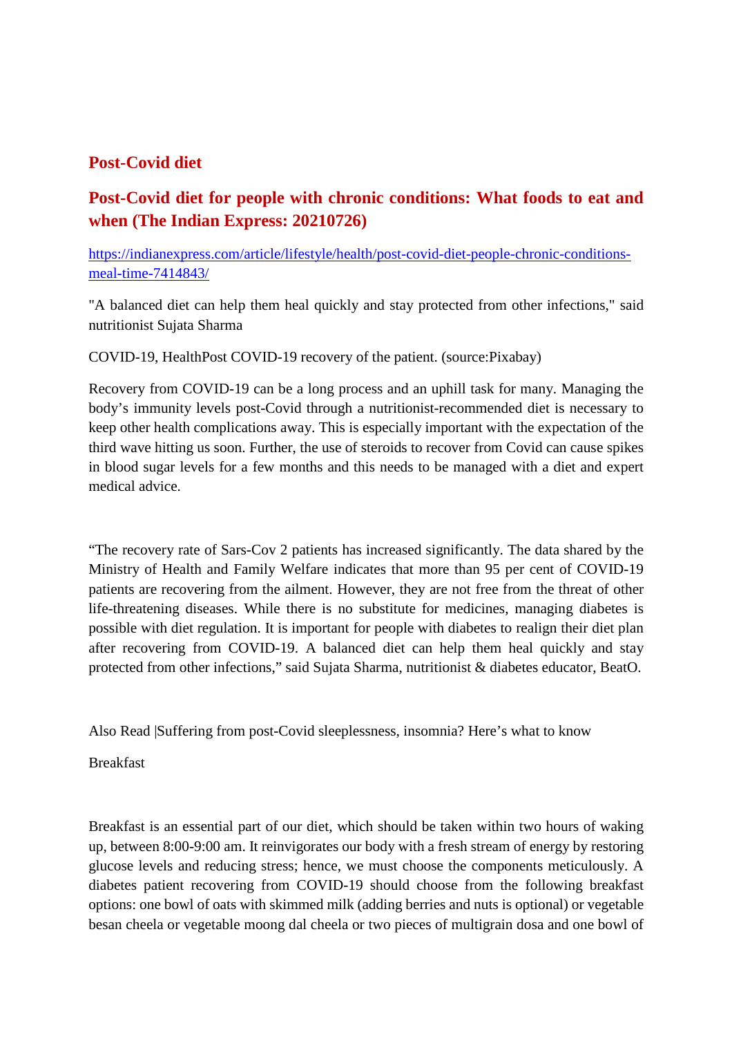## Post-Covid diet

## Post-Covid diet for people with chronic conditions: What foods to eat and when (The Indian Express: 20210726)

https://indianexpress.com/article/lifestyle/health/post-covid-diet-people-chronic-conditions-meal-time-7414843/

"A balanced diet can help them heal quickly and stay protected from other infections," said nutritionist Sujata Sharma

COVID-19, HealthPost COVID-19 recovery of the patient. (source:Pixabay)

Recovery from COVID-19 can be a long process and an uphill task for many. Managing the body's immunity levels post-Covid through a nutritionist-recommended diet is necessary to keep other health complications away. This is especially important with the expectation of the third wave hitting us soon. Further, the use of steroids to recover from Covid can cause spikes in blood sugar levels for a few months and this needs to be managed with a diet and expert medical advice.

"The recovery rate of Sars-Cov 2 patients has increased significantly. The data shared by the Ministry of Health and Family Welfare indicates that more than 95 per cent of COVID-19 patients are recovering from the ailment. However, they are not free from the threat of other life-threatening diseases. While there is no substitute for medicines, managing diabetes is possible with diet regulation. It is important for people with diabetes to realign their diet plan after recovering from COVID-19. A balanced diet can help them heal quickly and stay protected from other infections," said Sujata Sharma, nutritionist & diabetes educator, BeatO.

Also Read |Suffering from post-Covid sleeplessness, insomnia? Here's what to know

Breakfast

Breakfast is an essential part of our diet, which should be taken within two hours of waking up, between 8:00-9:00 am. It reinvigorates our body with a fresh stream of energy by restoring glucose levels and reducing stress; hence, we must choose the components meticulously. A diabetes patient recovering from COVID-19 should choose from the following breakfast options: one bowl of oats with skimmed milk (adding berries and nuts is optional) or vegetable besan cheela or vegetable moong dal cheela or two pieces of multigrain dosa and one bowl of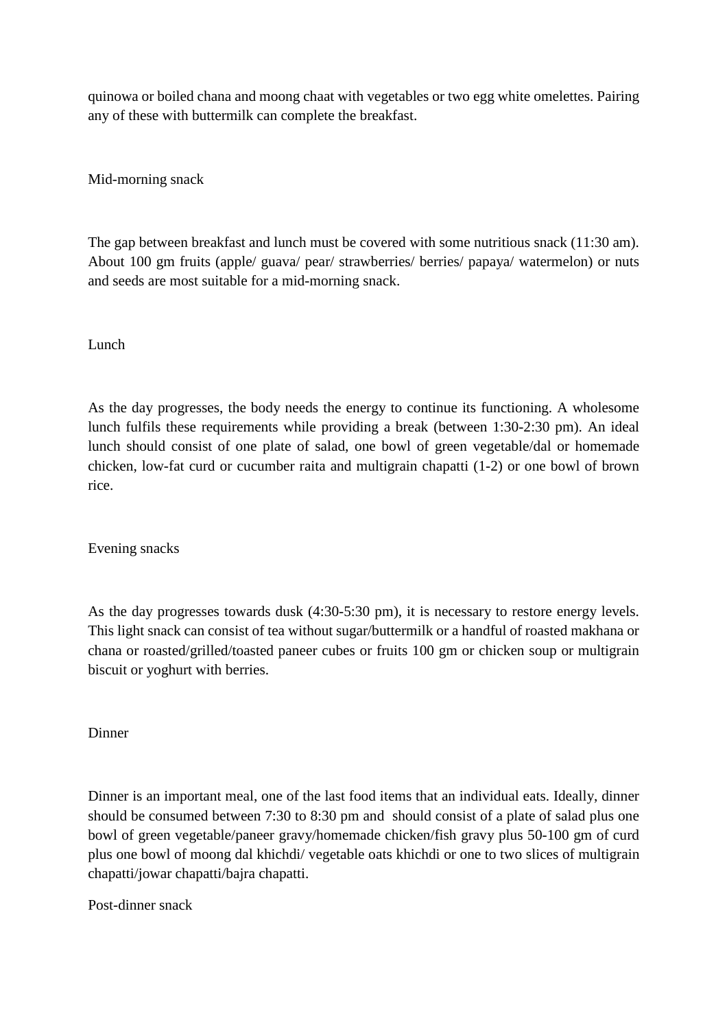quinowa or boiled chana and moong chaat with vegetables or two egg white omelettes. Pairing any of these with buttermilk can complete the breakfast.

### Mid-morning snack

The gap between breakfast and lunch must be covered with some nutritious snack (11:30 am). About 100 gm fruits (apple/ guava/ pear/ strawberries/ berries/ papaya/ watermelon) or nuts and seeds are most suitable for a mid-morning snack.

### Lunch

As the day progresses, the body needs the energy to continue its functioning. A wholesome lunch fulfils these requirements while providing a break (between 1:30-2:30 pm). An ideal lunch should consist of one plate of salad, one bowl of green vegetable/dal or homemade chicken, low-fat curd or cucumber raita and multigrain chapatti (1-2) or one bowl of brown rice.

### Evening snacks

As the day progresses towards dusk (4:30-5:30 pm), it is necessary to restore energy levels. This light snack can consist of tea without sugar/buttermilk or a handful of roasted makhana or chana or roasted/grilled/toasted paneer cubes or fruits 100 gm or chicken soup or multigrain biscuit or yoghurt with berries.

### Dinner

Dinner is an important meal, one of the last food items that an individual eats. Ideally, dinner should be consumed between 7:30 to 8:30 pm and should consist of a plate of salad plus one bowl of green vegetable/paneer gravy/homemade chicken/fish gravy plus 50-100 gm of curd plus one bowl of moong dal khichdi/ vegetable oats khichdi or one to two slices of multigrain chapatti/jowar chapatti/bajra chapatti.

### Post-dinner snack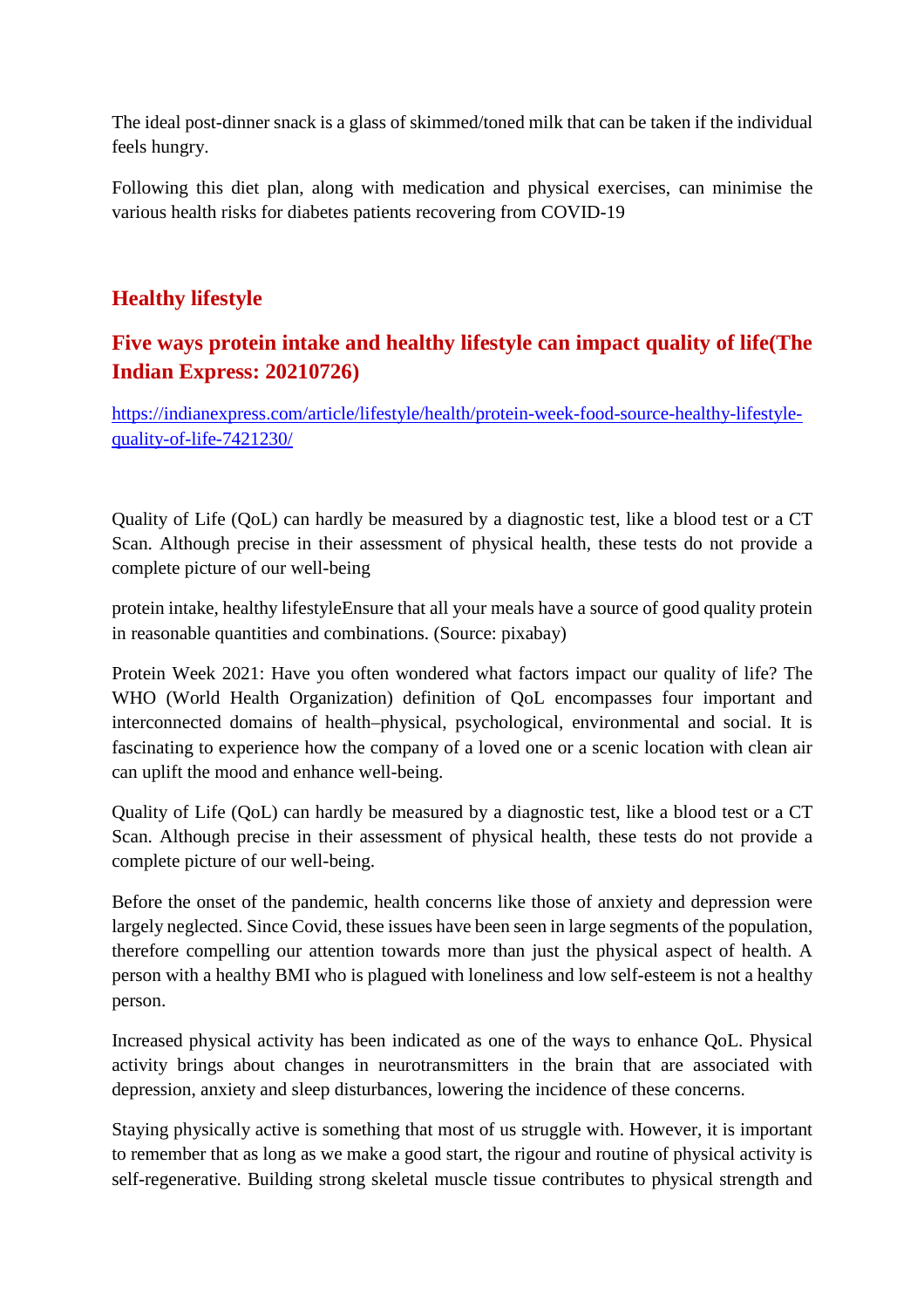The ideal post-dinner snack is a glass of skimmed/toned milk that can be taken if the individual feels hungry.

Following this diet plan, along with medication and physical exercises, can minimise the various health risks for diabetes patients recovering from COVID-19

## Healthy lifestyle

## Five ways protein intake and healthy lifestyle can impact quality of life(The Indian Express: 20210726)

https://indianexpress.com/article/lifestyle/health/protein-week-food-source-healthy-lifestyle-quality-of-life-7421230/

Quality of Life (QoL) can hardly be measured by a diagnostic test, like a blood test or a CT Scan. Although precise in their assessment of physical health, these tests do not provide a complete picture of our well-being

protein intake, healthy lifestyleEnsure that all your meals have a source of good quality protein in reasonable quantities and combinations. (Source: pixabay)

Protein Week 2021: Have you often wondered what factors impact our quality of life? The WHO (World Health Organization) definition of QoL encompasses four important and interconnected domains of health–physical, psychological, environmental and social. It is fascinating to experience how the company of a loved one or a scenic location with clean air can uplift the mood and enhance well-being.

Quality of Life (QoL) can hardly be measured by a diagnostic test, like a blood test or a CT Scan. Although precise in their assessment of physical health, these tests do not provide a complete picture of our well-being.

Before the onset of the pandemic, health concerns like those of anxiety and depression were largely neglected. Since Covid, these issues have been seen in large segments of the population, therefore compelling our attention towards more than just the physical aspect of health. A person with a healthy BMI who is plagued with loneliness and low self-esteem is not a healthy person.

Increased physical activity has been indicated as one of the ways to enhance QoL. Physical activity brings about changes in neurotransmitters in the brain that are associated with depression, anxiety and sleep disturbances, lowering the incidence of these concerns.

Staying physically active is something that most of us struggle with. However, it is important to remember that as long as we make a good start, the rigour and routine of physical activity is self-regenerative. Building strong skeletal muscle tissue contributes to physical strength and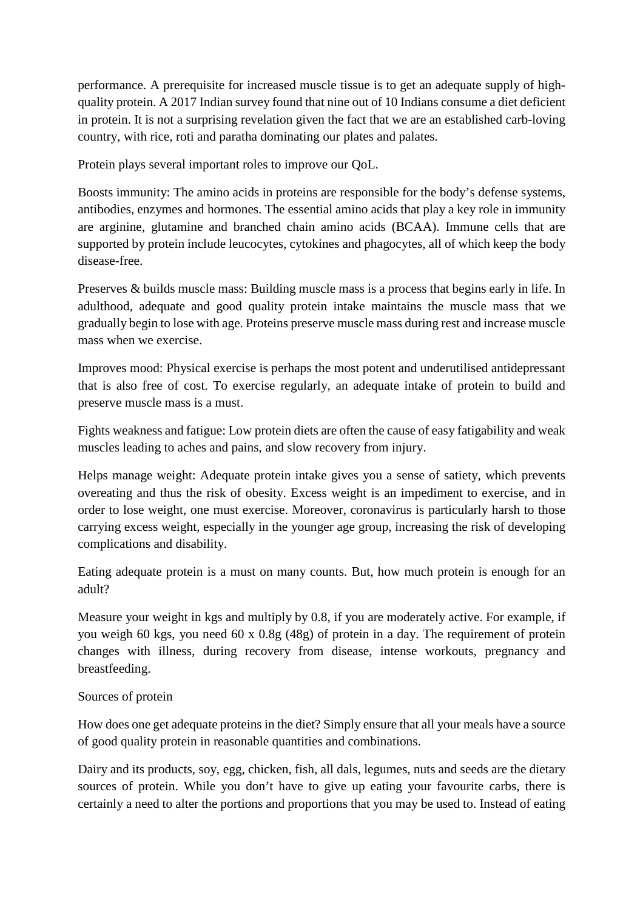performance. A prerequisite for increased muscle tissue is to get an adequate supply of high-quality protein. A 2017 Indian survey found that nine out of 10 Indians consume a diet deficient in protein. It is not a surprising revelation given the fact that we are an established carb-loving country, with rice, roti and paratha dominating our plates and palates.

Protein plays several important roles to improve our QoL.

Boosts immunity: The amino acids in proteins are responsible for the body's defense systems, antibodies, enzymes and hormones. The essential amino acids that play a key role in immunity are arginine, glutamine and branched chain amino acids (BCAA). Immune cells that are supported by protein include leucocytes, cytokines and phagocytes, all of which keep the body disease-free.

Preserves & builds muscle mass: Building muscle mass is a process that begins early in life. In adulthood, adequate and good quality protein intake maintains the muscle mass that we gradually begin to lose with age. Proteins preserve muscle mass during rest and increase muscle mass when we exercise.

Improves mood: Physical exercise is perhaps the most potent and underutilised antidepressant that is also free of cost. To exercise regularly, an adequate intake of protein to build and preserve muscle mass is a must.

Fights weakness and fatigue: Low protein diets are often the cause of easy fatigability and weak muscles leading to aches and pains, and slow recovery from injury.

Helps manage weight: Adequate protein intake gives you a sense of satiety, which prevents overeating and thus the risk of obesity. Excess weight is an impediment to exercise, and in order to lose weight, one must exercise. Moreover, coronavirus is particularly harsh to those carrying excess weight, especially in the younger age group, increasing the risk of developing complications and disability.

Eating adequate protein is a must on many counts. But, how much protein is enough for an adult?

Measure your weight in kgs and multiply by 0.8, if you are moderately active. For example, if you weigh 60 kgs, you need 60 x 0.8g (48g) of protein in a day. The requirement of protein changes with illness, during recovery from disease, intense workouts, pregnancy and breastfeeding.

Sources of protein

How does one get adequate proteins in the diet? Simply ensure that all your meals have a source of good quality protein in reasonable quantities and combinations.

Dairy and its products, soy, egg, chicken, fish, all dals, legumes, nuts and seeds are the dietary sources of protein. While you don't have to give up eating your favourite carbs, there is certainly a need to alter the portions and proportions that you may be used to. Instead of eating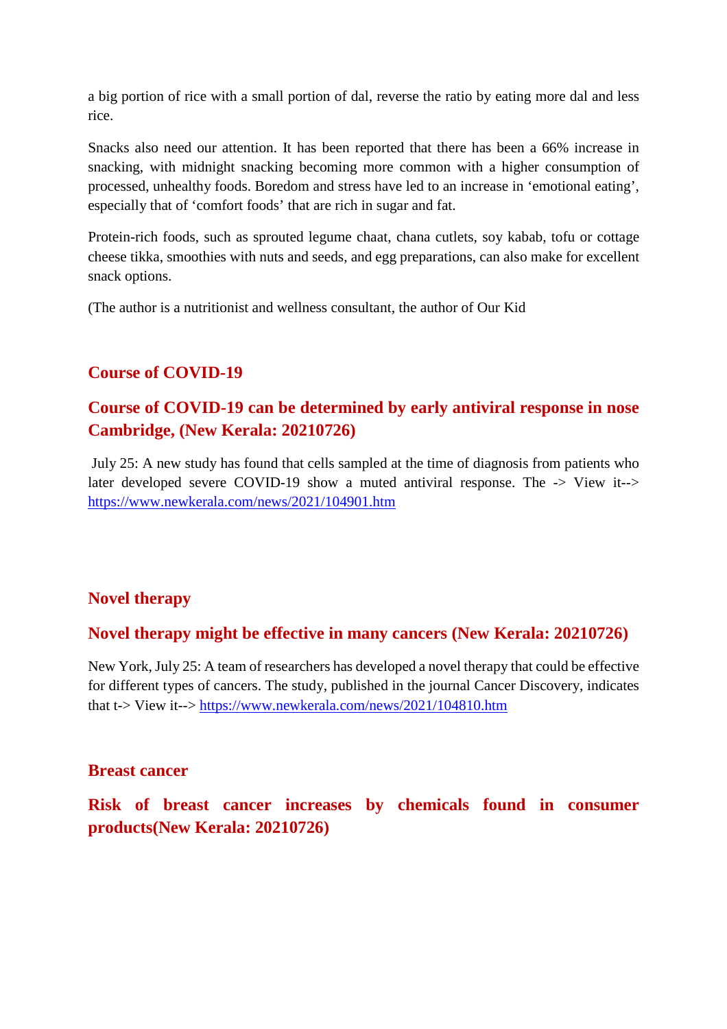a big portion of rice with a small portion of dal, reverse the ratio by eating more dal and less rice.

Snacks also need our attention. It has been reported that there has been a 66% increase in snacking, with midnight snacking becoming more common with a higher consumption of processed, unhealthy foods. Boredom and stress have led to an increase in 'emotional eating', especially that of 'comfort foods' that are rich in sugar and fat.

Protein-rich foods, such as sprouted legume chaat, chana cutlets, soy kabab, tofu or cottage cheese tikka, smoothies with nuts and seeds, and egg preparations, can also make for excellent snack options.

(The author is a nutritionist and wellness consultant, the author of Our Kid

## Course of COVID-19

### Course of COVID-19 can be determined by early antiviral response in nose Cambridge, (New Kerala: 20210726)

July 25: A new study has found that cells sampled at the time of diagnosis from patients who later developed severe COVID-19 show a muted antiviral response. The -> View it--> https://www.newkerala.com/news/2021/104901.htm

## Novel therapy

### Novel therapy might be effective in many cancers (New Kerala: 20210726)

New York, July 25: A team of researchers has developed a novel therapy that could be effective for different types of cancers. The study, published in the journal Cancer Discovery, indicates that t-> View it--> https://www.newkerala.com/news/2021/104810.htm

## Breast cancer

### Risk of breast cancer increases by chemicals found in consumer products(New Kerala: 20210726)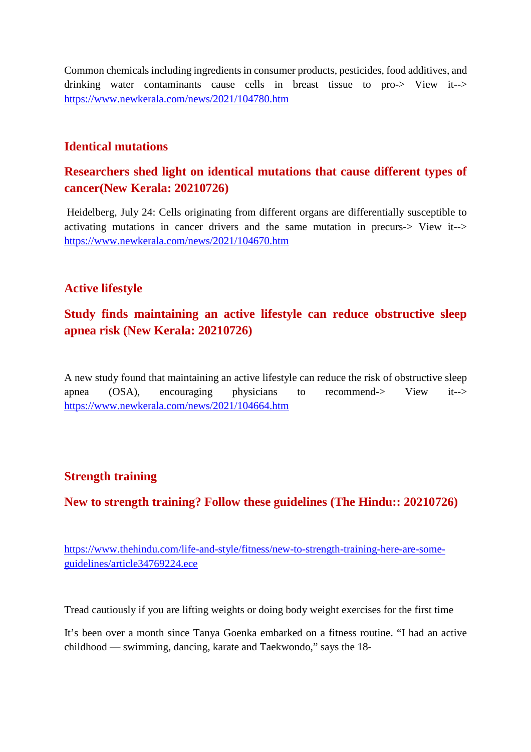Common chemicals including ingredients in consumer products, pesticides, food additives, and drinking water contaminants cause cells in breast tissue to pro-> View it--> https://www.newkerala.com/news/2021/104780.htm

## Identical mutations

### Researchers shed light on identical mutations that cause different types of cancer(New Kerala: 20210726)

Heidelberg, July 24: Cells originating from different organs are differentially susceptible to activating mutations in cancer drivers and the same mutation in precurs-> View it--> https://www.newkerala.com/news/2021/104670.htm

## Active lifestyle

### Study finds maintaining an active lifestyle can reduce obstructive sleep apnea risk (New Kerala: 20210726)

A new study found that maintaining an active lifestyle can reduce the risk of obstructive sleep apnea (OSA), encouraging physicians to recommend-> View it--> https://www.newkerala.com/news/2021/104664.htm

## Strength training

### New to strength training? Follow these guidelines (The Hindu:: 20210726)

https://www.thehindu.com/life-and-style/fitness/new-to-strength-training-here-are-some-guidelines/article34769224.ece

Tread cautiously if you are lifting weights or doing body weight exercises for the first time

It's been over a month since Tanya Goenka embarked on a fitness routine. "I had an active childhood — swimming, dancing, karate and Taekwondo," says the 18-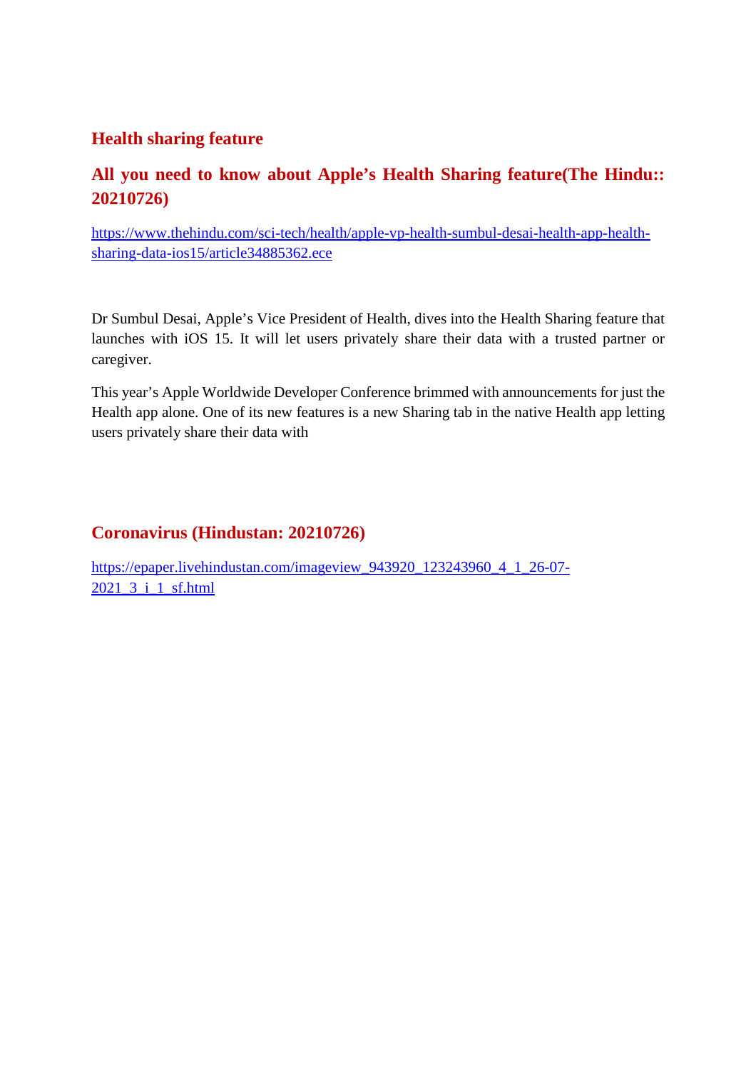## Health sharing feature

## All you need to know about Apple's Health Sharing feature(The Hindu:: 20210726)

https://www.thehindu.com/sci-tech/health/apple-vp-health-sumbul-desai-health-app-health-sharing-data-ios15/article34885362.ece

Dr Sumbul Desai, Apple's Vice President of Health, dives into the Health Sharing feature that launches with iOS 15. It will let users privately share their data with a trusted partner or caregiver.

This year's Apple Worldwide Developer Conference brimmed with announcements for just the Health app alone. One of its new features is a new Sharing tab in the native Health app letting users privately share their data with

## Coronavirus (Hindustan: 20210726)

https://epaper.livehindustan.com/imageview_943920_123243960_4_1_26-07-2021_3_i_1_sf.html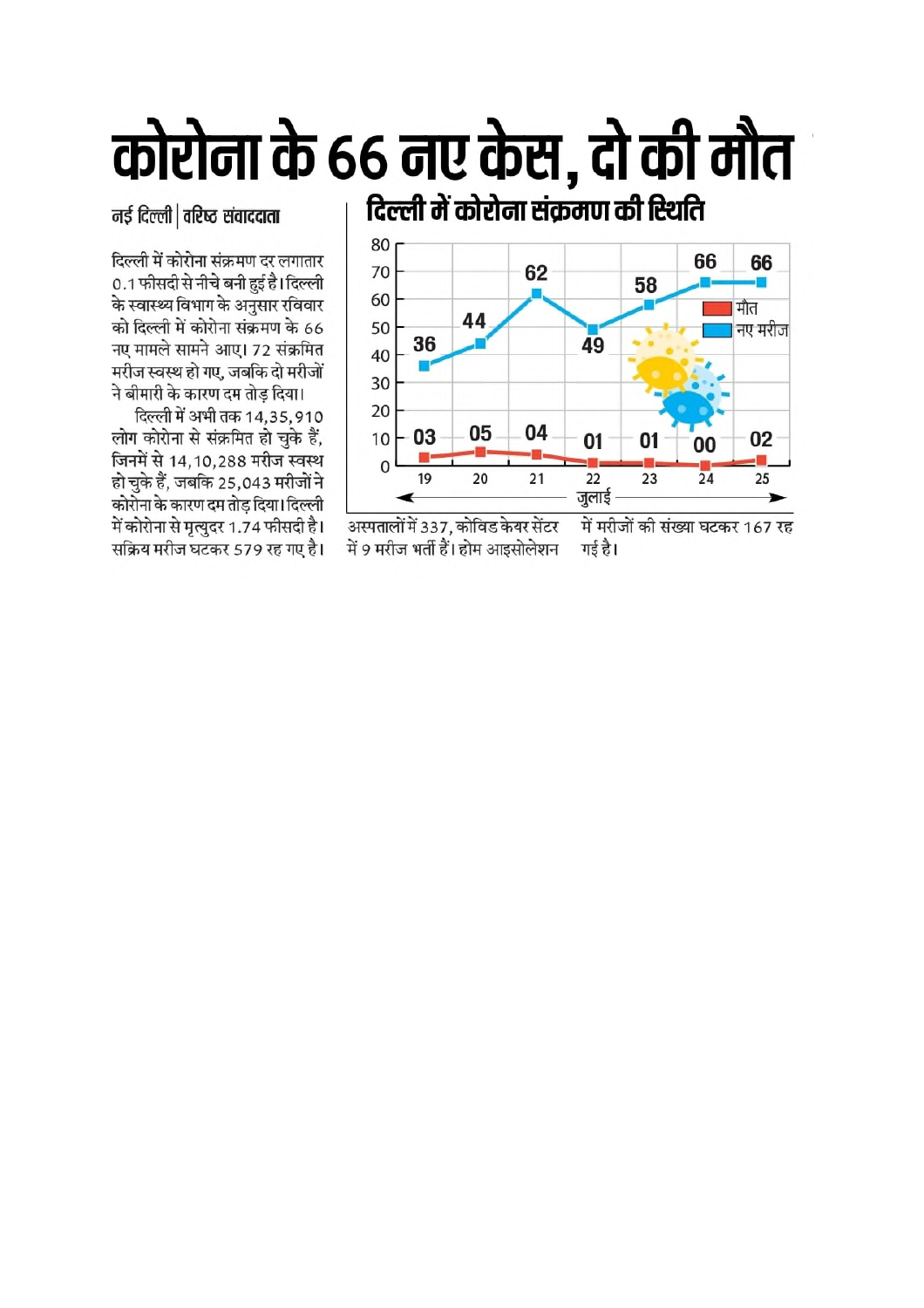# कोरोना के 66 नए केस, दो की मौत

नई दिल्ली | वरिष्ठ संवाददाता

दिल्ली में कोरोना संक्रमण दर लगातार 0.1 फीसदी से नीचे बनी हुई है। दिल्ली के स्वास्थ्य विभाग के अनुसार रविवार को दिल्ली में कोरोना संक्रमण के 66 नए मामले सामने आए। 72 संक्रमित मरीज स्वस्थ हो गए, जबकि दो मरीजों ने बीमारी के कारण दम तोड़ दिया।

दिल्ली में अभी तक 14,35,910 लोग कोरोना से संक्रमित हो चुके हैं, जिनमें से 14,10,288 मरीज स्वस्थ हो चुके हैं, जबकि 25,043 मरीजों ने कोरोना के कारण दम तोड़ दिया। दिल्ली में कोरोना से मृत्युदर 1.74 फीसदी है। सक्रिय मरीज घटकर 579 रह गए हैं। अस्पतालों में 337, कोविड केयर सेंटर में 9 मरीज भर्ती हैं। होम आइसोलेशन में मरीजों की संख्या घटकर 167 रह गई है।

## दिल्ली में कोरोना संक्रमण की स्थिति

80
70
60
50
40
30
20
10
0

36 44 62 49 58 66 66

03 05 04 01 01 00 02

19 20 21 22 23 24 25

जुलाई

मौत

नए मरीज